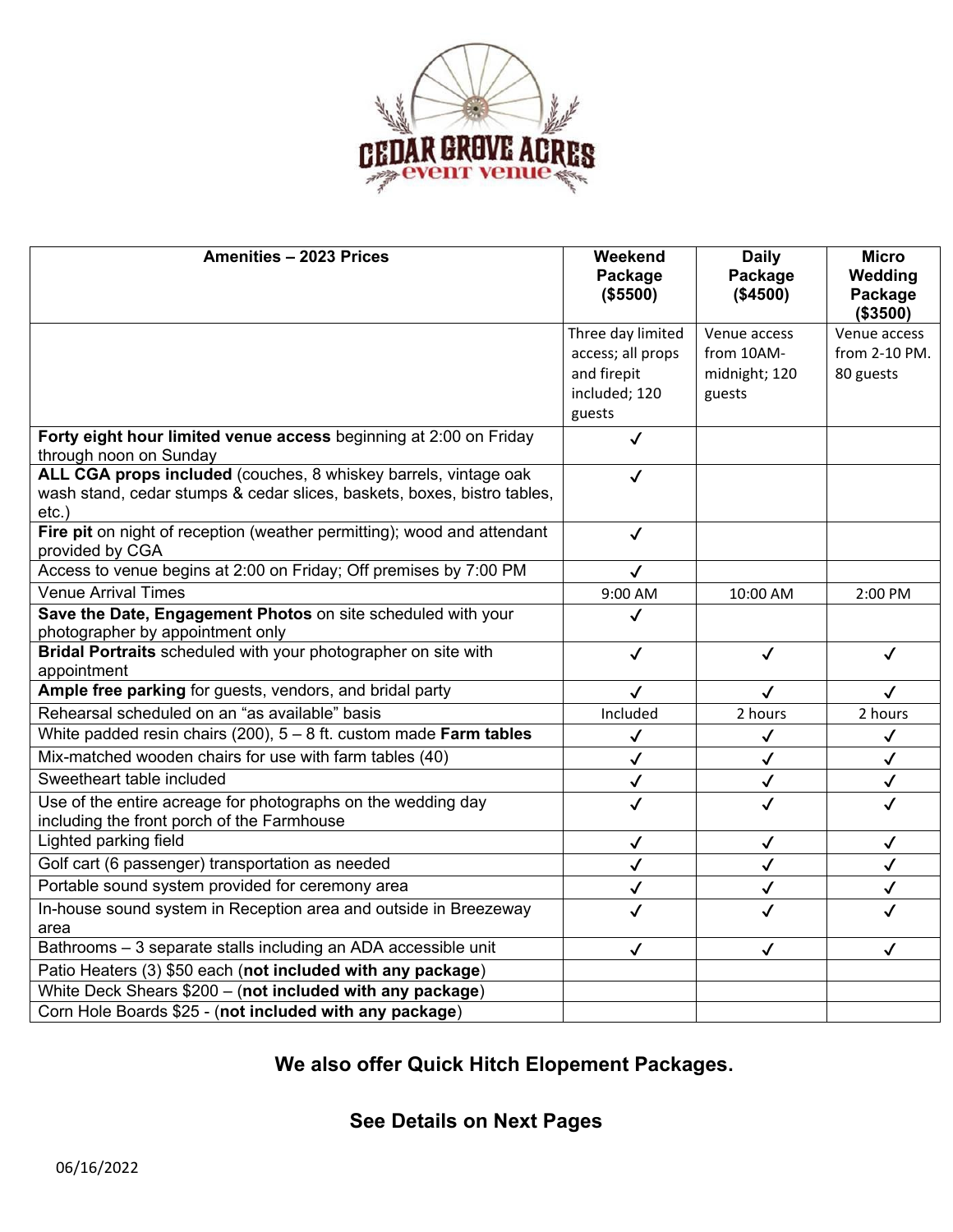# CEDAR GROVE ACRES event venue

| Amenities – 2023 Prices | Weekend Package ($5500) | Daily Package ($4500) | Micro Wedding Package ($3500) |
|---|---|---|---|
| | Three day limited access; all props and firepit included; 120 guests | Venue access from 10AM-midnight; 120 guests | Venue access from 2-10 PM. 80 guests |
| **Forty eight hour limited venue access** beginning at 2:00 on Friday through noon on Sunday | ✓ | | |
| **ALL CGA props included** (couches, 8 whiskey barrels, vintage oak wash stand, cedar stumps & cedar slices, baskets, boxes, bistro tables, etc.) | ✓ | | |
| **Fire pit** on night of reception (weather permitting); wood and attendant provided by CGA | ✓ | | |
| Access to venue begins at 2:00 on Friday; Off premises by 7:00 PM | ✓ | | |
| Venue Arrival Times | 9:00 AM | 10:00 AM | 2:00 PM |
| **Save the Date, Engagement Photos** on site scheduled with your photographer by appointment only | ✓ | | |
| **Bridal Portraits** scheduled with your photographer on site with appointment | ✓ | ✓ | ✓ |
| **Ample free parking** for guests, vendors, and bridal party | ✓ | ✓ | ✓ |
| Rehearsal scheduled on an "as available" basis | Included | 2 hours | 2 hours |
| White padded resin chairs (200), 5 – 8 ft. custom made **Farm tables** | ✓ | ✓ | ✓ |
| Mix-matched wooden chairs for use with farm tables (40) | ✓ | ✓ | ✓ |
| Sweetheart table included | ✓ | ✓ | ✓ |
| Use of the entire acreage for photographs on the wedding day including the front porch of the Farmhouse | ✓ | ✓ | ✓ |
| Lighted parking field | ✓ | ✓ | ✓ |
| Golf cart (6 passenger) transportation as needed | ✓ | ✓ | ✓ |
| Portable sound system provided for ceremony area | ✓ | ✓ | ✓ |
| In-house sound system in Reception area and outside in Breezeway area | ✓ | ✓ | ✓ |
| Bathrooms – 3 separate stalls including an ADA accessible unit | ✓ | ✓ | ✓ |
| Patio Heaters (3) $50 each (**not included with any package**) | | | |
| White Deck Shears $200 – (**not included with any package**) | | | |
| Corn Hole Boards $25 - (**not included with any package**) | | | |

**We also offer Quick Hitch Elopement Packages.**

**See Details on Next Pages**

06/16/2022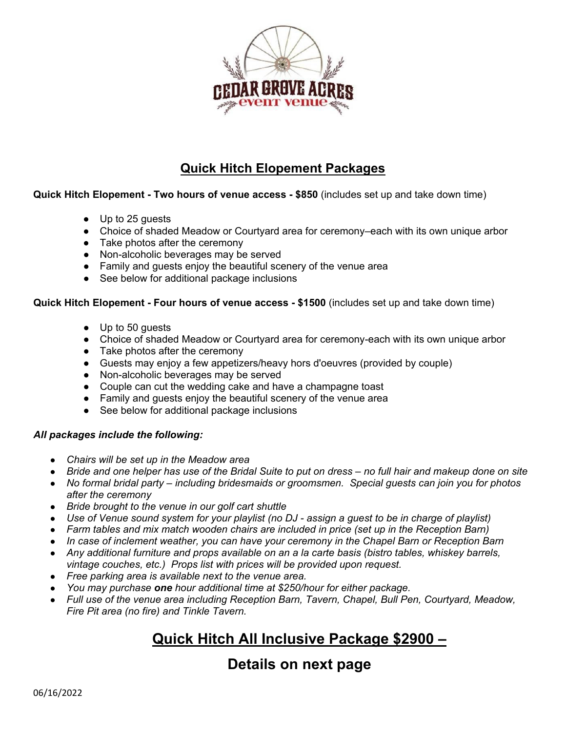## Quick Hitch Elopement Packages

**Quick Hitch Elopement - Two hours of venue access - $850** (includes set up and take down time)

- Up to 25 guests
- Choice of shaded Meadow or Courtyard area for ceremony–each with its own unique arbor
- Take photos after the ceremony
- Non-alcoholic beverages may be served
- Family and guests enjoy the beautiful scenery of the venue area
- See below for additional package inclusions

**Quick Hitch Elopement - Four hours of venue access - $1500** (includes set up and take down time)

- Up to 50 guests
- Choice of shaded Meadow or Courtyard area for ceremony-each with its own unique arbor
- Take photos after the ceremony
- Guests may enjoy a few appetizers/heavy hors d'oeuvres (provided by couple)
- Non-alcoholic beverages may be served
- Couple can cut the wedding cake and have a champagne toast
- Family and guests enjoy the beautiful scenery of the venue area
- See below for additional package inclusions

***All packages include the following:***

- *Chairs will be set up in the Meadow area*
- *Bride and one helper has use of the Bridal Suite to put on dress – no full hair and makeup done on site*
- *No formal bridal party – including bridesmaids or groomsmen. Special guests can join you for photos after the ceremony*
- *Bride brought to the venue in our golf cart shuttle*
- *Use of Venue sound system for your playlist (no DJ - assign a guest to be in charge of playlist)*
- *Farm tables and mix match wooden chairs are included in price (set up in the Reception Barn)*
- *In case of inclement weather, you can have your ceremony in the Chapel Barn or Reception Barn*
- *Any additional furniture and props available on an a la carte basis (bistro tables, whiskey barrels, vintage couches, etc.) Props list with prices will be provided upon request.*
- *Free parking area is available next to the venue area.*
- *You may purchase **one** hour additional time at $250/hour for either package.*
- *Full use of the venue area including Reception Barn, Tavern, Chapel, Bull Pen, Courtyard, Meadow, Fire Pit area (no fire) and Tinkle Tavern.*

## Quick Hitch All Inclusive Package $2900 –

## Details on next page

06/16/2022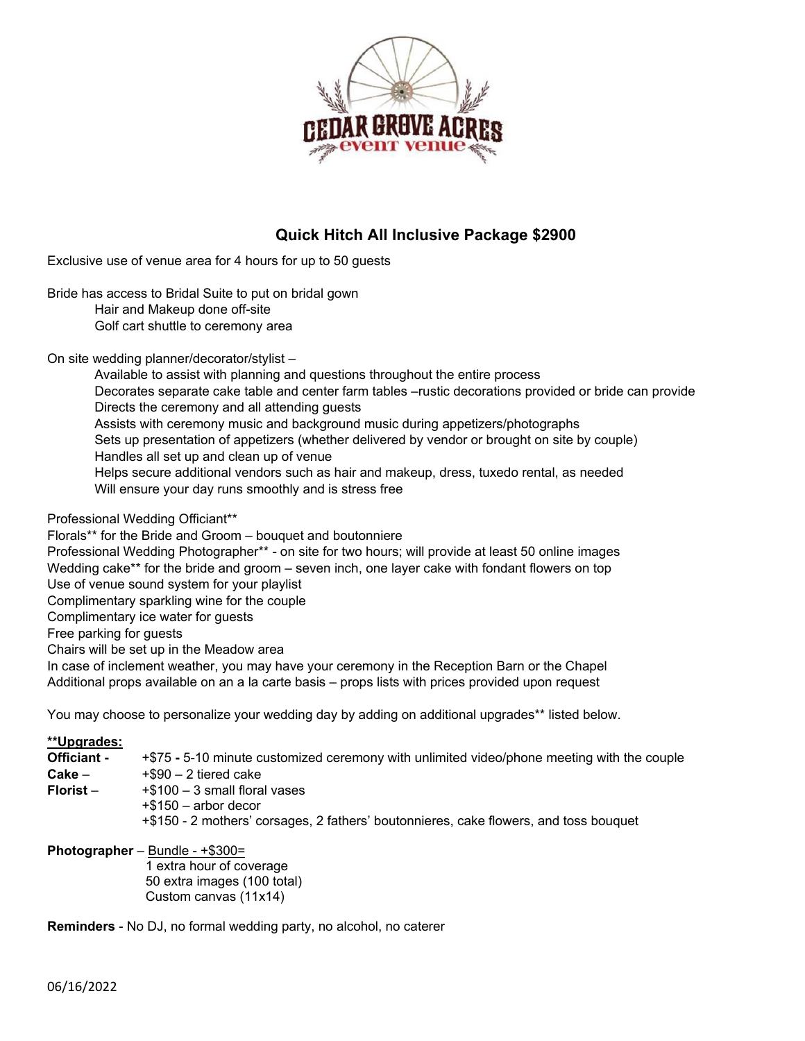CEDAR GROVE ACRES
event venue

## Quick Hitch All Inclusive Package $2900

Exclusive use of venue area for 4 hours for up to 50 guests

Bride has access to Bridal Suite to put on bridal gown
- Hair and Makeup done off-site
- Golf cart shuttle to ceremony area

On site wedding planner/decorator/stylist –
- Available to assist with planning and questions throughout the entire process
- Decorates separate cake table and center farm tables –rustic decorations provided or bride can provide
- Directs the ceremony and all attending guests
- Assists with ceremony music and background music during appetizers/photographs
- Sets up presentation of appetizers (whether delivered by vendor or brought on site by couple)
- Handles all set up and clean up of venue
- Helps secure additional vendors such as hair and makeup, dress, tuxedo rental, as needed
- Will ensure your day runs smoothly and is stress free

Professional Wedding Officiant**
Florals** for the Bride and Groom – bouquet and boutonniere
Professional Wedding Photographer** - on site for two hours; will provide at least 50 online images
Wedding cake** for the bride and groom – seven inch, one layer cake with fondant flowers on top
Use of venue sound system for your playlist
Complimentary sparkling wine for the couple
Complimentary ice water for guests
Free parking for guests
Chairs will be set up in the Meadow area
In case of inclement weather, you may have your ceremony in the Reception Barn or the Chapel
Additional props available on an a la carte basis – props lists with prices provided upon request

You may choose to personalize your wedding day by adding on additional upgrades** listed below.

**<u>**Upgrades:</u>**

**Officiant -** +$75 **-** 5-10 minute customized ceremony with unlimited video/phone meeting with the couple
**Cake** – +$90 – 2 tiered cake
**Florist** – +$100 – 3 small floral vases
+$150 – arbor decor
+$150 - 2 mothers' corsages, 2 fathers' boutonnieres, cake flowers, and toss bouquet

**Photographer** – <u>Bundle - +$300=</u>
1 extra hour of coverage
50 extra images (100 total)
Custom canvas (11x14)

**Reminders** - No DJ, no formal wedding party, no alcohol, no caterer

06/16/2022